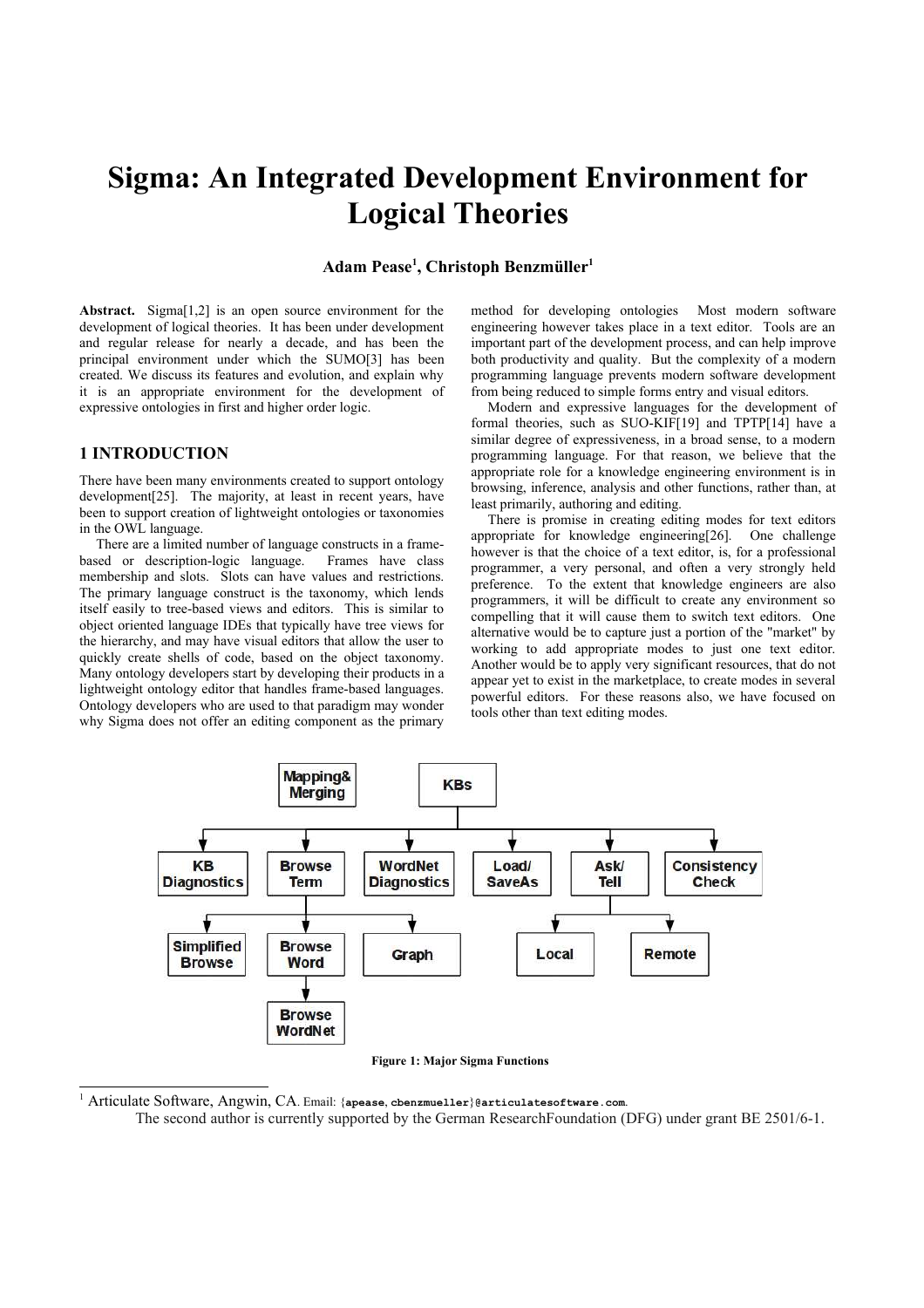# Sigma: An Integrated Development Environment for Logical Theories

**Adam Pease[1], Christoph Benzmüller[1]**

**Abstract.** Sigma[1,2] is an open source environment for the development of logical theories. It has been under development and regular release for nearly a decade, and has been the principal environment under which the SUMO[3] has been created. We discuss its features and evolution, and explain why it is an appropriate environment for the development of expressive ontologies in first and higher order logic.

## 1 INTRODUCTION

There have been many environments created to support ontology development[25]. The majority, at least in recent years, have been to support creation of lightweight ontologies or taxonomies in the OWL language.

There are a limited number of language constructs in a frame-based or description-logic language. Frames have class membership and slots. Slots can have values and restrictions. The primary language construct is the taxonomy, which lends itself easily to tree-based views and editors. This is similar to object oriented language IDEs that typically have tree views for the hierarchy, and may have visual editors that allow the user to quickly create shells of code, based on the object taxonomy. Many ontology developers start by developing their products in a lightweight ontology editor that handles frame-based languages. Ontology developers who are used to that paradigm may wonder why Sigma does not offer an editing component as the primary method for developing ontologies Most modern software engineering however takes place in a text editor. Tools are an important part of the development process, and can help improve both productivity and quality. But the complexity of a modern programming language prevents modern software development from being reduced to simple forms entry and visual editors.

Modern and expressive languages for the development of formal theories, such as SUO-KIF[19] and TPTP[14] have a similar degree of expressiveness, in a broad sense, to a modern programming language. For that reason, we believe that the appropriate role for a knowledge engineering environment is in browsing, inference, analysis and other functions, rather than, at least primarily, authoring and editing.

There is promise in creating editing modes for text editors appropriate for knowledge engineering[26]. One challenge however is that the choice of a text editor, is, for a professional programmer, a very personal, and often a very strongly held preference. To the extent that knowledge engineers are also programmers, it will be difficult to create any environment so compelling that it will cause them to switch text editors. One alternative would be to capture just a portion of the "market" by working to add appropriate modes to just one text editor. Another would be to apply very significant resources, that do not appear yet to exist in the marketplace, to create modes in several powerful editors. For these reasons also, we have focused on tools other than text editing modes.

**Figure 1: Major Sigma Functions**

[1] Articulate Software, Angwin, CA. Email: {apease, cbenzmueller}@articulatesoftware.com.
The second author is currently supported by the German ResearchFoundation (DFG) under grant BE 2501/6-1.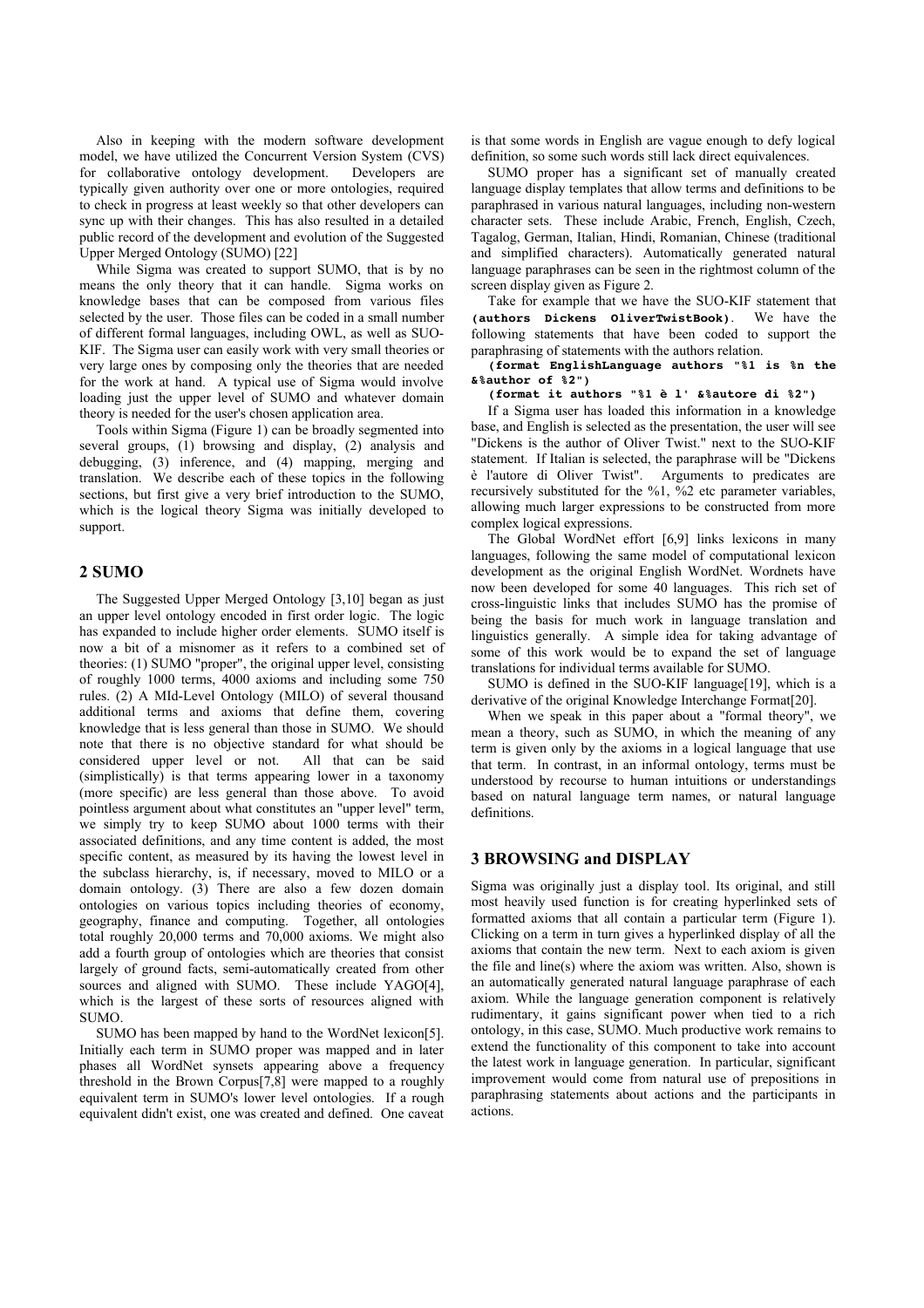Also in keeping with the modern software development model, we have utilized the Concurrent Version System (CVS) for collaborative ontology development. Developers are typically given authority over one or more ontologies, required to check in progress at least weekly so that other developers can sync up with their changes. This has also resulted in a detailed public record of the development and evolution of the Suggested Upper Merged Ontology (SUMO) [22]

While Sigma was created to support SUMO, that is by no means the only theory that it can handle. Sigma works on knowledge bases that can be composed from various files selected by the user. Those files can be coded in a small number of different formal languages, including OWL, as well as SUO-KIF. The Sigma user can easily work with very small theories or very large ones by composing only the theories that are needed for the work at hand. A typical use of Sigma would involve loading just the upper level of SUMO and whatever domain theory is needed for the user's chosen application area.

Tools within Sigma (Figure 1) can be broadly segmented into several groups, (1) browsing and display, (2) analysis and debugging, (3) inference, and (4) mapping, merging and translation. We describe each of these topics in the following sections, but first give a very brief introduction to the SUMO, which is the logical theory Sigma was initially developed to support.

## 2 SUMO

The Suggested Upper Merged Ontology [3,10] began as just an upper level ontology encoded in first order logic. The logic has expanded to include higher order elements. SUMO itself is now a bit of a misnomer as it refers to a combined set of theories: (1) SUMO "proper", the original upper level, consisting of roughly 1000 terms, 4000 axioms and including some 750 rules. (2) A MId-Level Ontology (MILO) of several thousand additional terms and axioms that define them, covering knowledge that is less general than those in SUMO. We should note that there is no objective standard for what should be considered upper level or not. All that can be said (simplistically) is that terms appearing lower in a taxonomy (more specific) are less general than those above. To avoid pointless argument about what constitutes an "upper level" term, we simply try to keep SUMO about 1000 terms with their associated definitions, and any time content is added, the most specific content, as measured by its having the lowest level in the subclass hierarchy, is, if necessary, moved to MILO or a domain ontology. (3) There are also a few dozen domain ontologies on various topics including theories of economy, geography, finance and computing. Together, all ontologies total roughly 20,000 terms and 70,000 axioms. We might also add a fourth group of ontologies which are theories that consist largely of ground facts, semi-automatically created from other sources and aligned with SUMO. These include YAGO[4], which is the largest of these sorts of resources aligned with SUMO.

SUMO has been mapped by hand to the WordNet lexicon[5]. Initially each term in SUMO proper was mapped and in later phases all WordNet synsets appearing above a frequency threshold in the Brown Corpus[7,8] were mapped to a roughly equivalent term in SUMO's lower level ontologies. If a rough equivalent didn't exist, one was created and defined. One caveat is that some words in English are vague enough to defy logical definition, so some such words still lack direct equivalences.

SUMO proper has a significant set of manually created language display templates that allow terms and definitions to be paraphrased in various natural languages, including non-western character sets. These include Arabic, French, English, Czech, Tagalog, German, Italian, Hindi, Romanian, Chinese (traditional and simplified characters). Automatically generated natural language paraphrases can be seen in the rightmost column of the screen display given as Figure 2.

Take for example that we have the SUO-KIF statement that **`(authors Dickens OliverTwistBook)`**. We have the following statements that have been coded to support the paraphrasing of statements with the authors relation.

```
(format EnglishLanguage authors "%1 is %n the &%author of %2")
(format it authors "%1 è l' &%autore di %2")
```

If a Sigma user has loaded this information in a knowledge base, and English is selected as the presentation, the user will see "Dickens is the author of Oliver Twist." next to the SUO-KIF statement. If Italian is selected, the paraphrase will be "Dickens è l'autore di Oliver Twist". Arguments to predicates are recursively substituted for the %1, %2 etc parameter variables, allowing much larger expressions to be constructed from more complex logical expressions.

The Global WordNet effort [6,9] links lexicons in many languages, following the same model of computational lexicon development as the original English WordNet. Wordnets have now been developed for some 40 languages. This rich set of cross-linguistic links that includes SUMO has the promise of being the basis for much work in language translation and linguistics generally. A simple idea for taking advantage of some of this work would be to expand the set of language translations for individual terms available for SUMO.

SUMO is defined in the SUO-KIF language[19], which is a derivative of the original Knowledge Interchange Format[20].

When we speak in this paper about a "formal theory", we mean a theory, such as SUMO, in which the meaning of any term is given only by the axioms in a logical language that use that term. In contrast, in an informal ontology, terms must be understood by recourse to human intuitions or understandings based on natural language term names, or natural language definitions.

## 3 BROWSING and DISPLAY

Sigma was originally just a display tool. Its original, and still most heavily used function is for creating hyperlinked sets of formatted axioms that all contain a particular term (Figure 1). Clicking on a term in turn gives a hyperlinked display of all the axioms that contain the new term. Next to each axiom is given the file and line(s) where the axiom was written. Also, shown is an automatically generated natural language paraphrase of each axiom. While the language generation component is relatively rudimentary, it gains significant power when tied to a rich ontology, in this case, SUMO. Much productive work remains to extend the functionality of this component to take into account the latest work in language generation. In particular, significant improvement would come from natural use of prepositions in paraphrasing statements about actions and the participants in actions.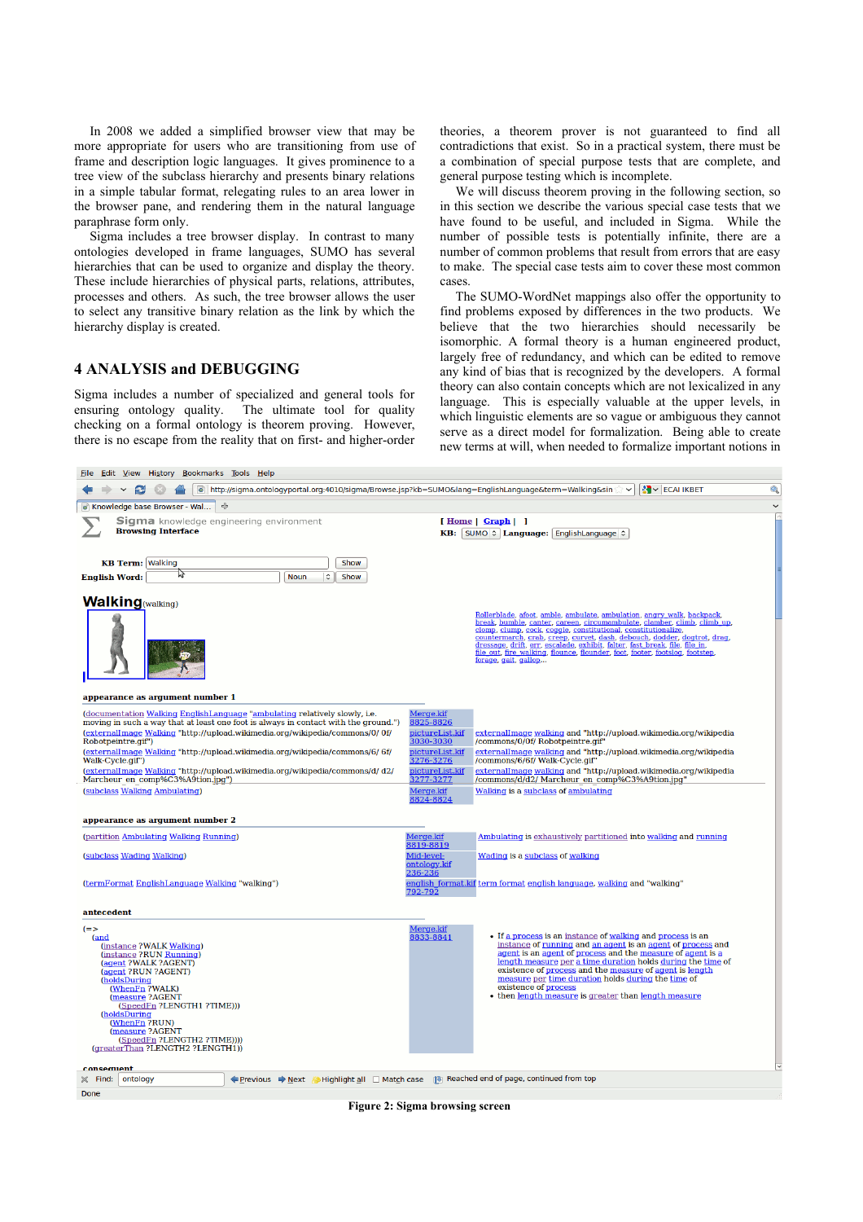In 2008 we added a simplified browser view that may be more appropriate for users who are transitioning from use of frame and description logic languages. It gives prominence to a tree view of the subclass hierarchy and presents binary relations in a simple tabular format, relegating rules to an area lower in the browser pane, and rendering them in the natural language paraphrase form only.

Sigma includes a tree browser display. In contrast to many ontologies developed in frame languages, SUMO has several hierarchies that can be used to organize and display the theory. These include hierarchies of physical parts, relations, attributes, processes and others. As such, the tree browser allows the user to select any transitive binary relation as the link by which the hierarchy display is created.

## 4 ANALYSIS and DEBUGGING

Sigma includes a number of specialized and general tools for ensuring ontology quality. The ultimate tool for quality checking on a formal ontology is theorem proving. However, there is no escape from the reality that on first- and higher-order theories, a theorem prover is not guaranteed to find all contradictions that exist. So in a practical system, there must be a combination of special purpose tests that are complete, and general purpose testing which is incomplete.

We will discuss theorem proving in the following section, so in this section we describe the various special case tests that we have found to be useful, and included in Sigma. While the number of possible tests is potentially infinite, there are a number of common problems that result from errors that are easy to make. The special case tests aim to cover these most common cases.

The SUMO-WordNet mappings also offer the opportunity to find problems exposed by differences in the two products. We believe that the two hierarchies should necessarily be isomorphic. A formal theory is a human engineered product, largely free of redundancy, and which can be edited to remove any kind of bias that is recognized by the developers. A formal theory can also contain concepts which are not lexicalized in any language. This is especially valuable at the upper levels, in which linguistic elements are so vague or ambiguous they cannot serve as a direct model for formalization. Being able to create new terms at will, when needed to formalize important notions in

**Figure 2: Sigma browsing screen**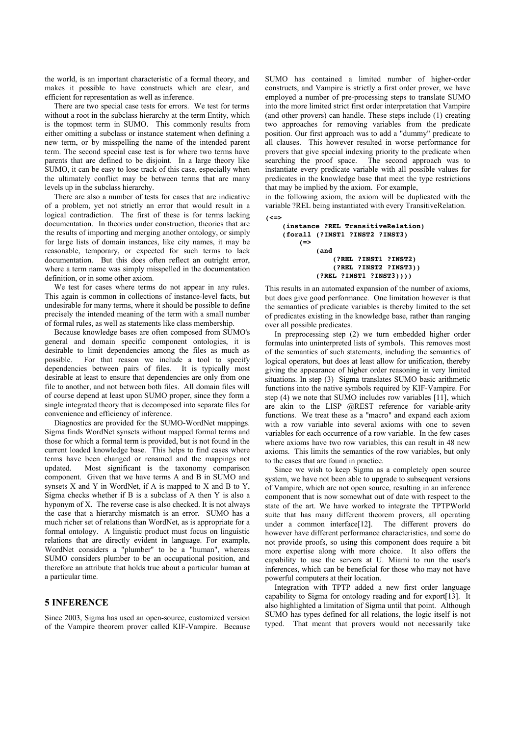the world, is an important characteristic of a formal theory, and makes it possible to have constructs which are clear, and efficient for representation as well as inference.

There are two special case tests for errors. We test for terms without a root in the subclass hierarchy at the term Entity, which is the topmost term in SUMO. This commonly results from either omitting a subclass or instance statement when defining a new term, or by misspelling the name of the intended parent term. The second special case test is for where two terms have parents that are defined to be disjoint. In a large theory like SUMO, it can be easy to lose track of this case, especially when the ultimately conflict may be between terms that are many levels up in the subclass hierarchy.

There are also a number of tests for cases that are indicative of a problem, yet not strictly an error that would result in a logical contradiction. The first of these is for terms lacking documentation. In theories under construction, theories that are the results of importing and merging another ontology, or simply for large lists of domain instances, like city names, it may be reasonable, temporary, or expected for such terms to lack documentation. But this does often reflect an outright error, where a term name was simply misspelled in the documentation definition, or in some other axiom.

We test for cases where terms do not appear in any rules. This again is common in collections of instance-level facts, but undesirable for many terms, where it should be possible to define precisely the intended meaning of the term with a small number of formal rules, as well as statements like class membership.

Because knowledge bases are often composed from SUMO's general and domain specific component ontologies, it is desirable to limit dependencies among the files as much as possible. For that reason we include a tool to specify dependencies between pairs of files. It is typically most desirable at least to ensure that dependencies are only from one file to another, and not between both files. All domain files will of course depend at least upon SUMO proper, since they form a single integrated theory that is decomposed into separate files for convenience and efficiency of inference.

Diagnostics are provided for the SUMO-WordNet mappings. Sigma finds WordNet synsets without mapped formal terms and those for which a formal term is provided, but is not found in the current loaded knowledge base. This helps to find cases where terms have been changed or renamed and the mappings not updated. Most significant is the taxonomy comparison component. Given that we have terms A and B in SUMO and synsets X and Y in WordNet, if A is mapped to X and B to Y, Sigma checks whether if B is a subclass of A then Y is also a hyponym of X. The reverse case is also checked. It is not always the case that a hierarchy mismatch is an error. SUMO has a much richer set of relations than WordNet, as is appropriate for a formal ontology. A linguistic product must focus on linguistic relations that are directly evident in language. For example, WordNet considers a "plumber" to be a "human", whereas SUMO considers plumber to be an occupational position, and therefore an attribute that holds true about a particular human at a particular time.

# 5 INFERENCE

Since 2003, Sigma has used an open-source, customized version of the Vampire theorem prover called KIF-Vampire. Because SUMO has contained a limited number of higher-order constructs, and Vampire is strictly a first order prover, we have employed a number of pre-processing steps to translate SUMO into the more limited strict first order interpretation that Vampire (and other provers) can handle. These steps include (1) creating two approaches for removing variables from the predicate position. Our first approach was to add a "dummy" predicate to all clauses. This however resulted in worse performance for provers that give special indexing priority to the predicate when searching the proof space. The second approach was to instantiate every predicate variable with all possible values for predicates in the knowledge base that meet the type restrictions that may be implied by the axiom. For example,
in the following axiom, the axiom will be duplicated with the variable ?REL being instantiated with every TransitiveRelation.

```
(<=>
    (instance ?REL TransitiveRelation)
    (forall (?INST1 ?INST2 ?INST3)
        (=>
            (and
                (?REL ?INST1 ?INST2)
                (?REL ?INST2 ?INST3))
            (?REL ?INST1 ?INST3))))
```

This results in an automated expansion of the number of axioms, but does give good performance. One limitation however is that the semantics of predicate variables is thereby limited to the set of predicates existing in the knowledge base, rather than ranging over all possible predicates.

In preprocessing step (2) we turn embedded higher order formulas into uninterpreted lists of symbols. This removes most of the semantics of such statements, including the semantics of logical operators, but does at least allow for unification, thereby giving the appearance of higher order reasoning in very limited situations. In step (3) Sigma translates SUMO basic arithmetic functions into the native symbols required by KIF-Vampire. For step (4) we note that SUMO includes row variables [11], which are akin to the LISP @REST reference for variable-arity functions. We treat these as a "macro" and expand each axiom with a row variable into several axioms with one to seven variables for each occurrence of a row variable. In the few cases where axioms have two row variables, this can result in 48 new axioms. This limits the semantics of the row variables, but only to the cases that are found in practice.

Since we wish to keep Sigma as a completely open source system, we have not been able to upgrade to subsequent versions of Vampire, which are not open source, resulting in an inference component that is now somewhat out of date with respect to the state of the art. We have worked to integrate the TPTPWorld suite that has many different theorem provers, all operating under a common interface[12]. The different provers do however have different performance characteristics, and some do not provide proofs, so using this component does require a bit more expertise along with more choice. It also offers the capability to use the servers at U. Miami to run the user's inferences, which can be beneficial for those who may not have powerful computers at their location.

Integration with TPTP added a new first order language capability to Sigma for ontology reading and for export[13]. It also highlighted a limitation of Sigma until that point. Although SUMO has types defined for all relations, the logic itself is not typed. That meant that provers would not necessarily take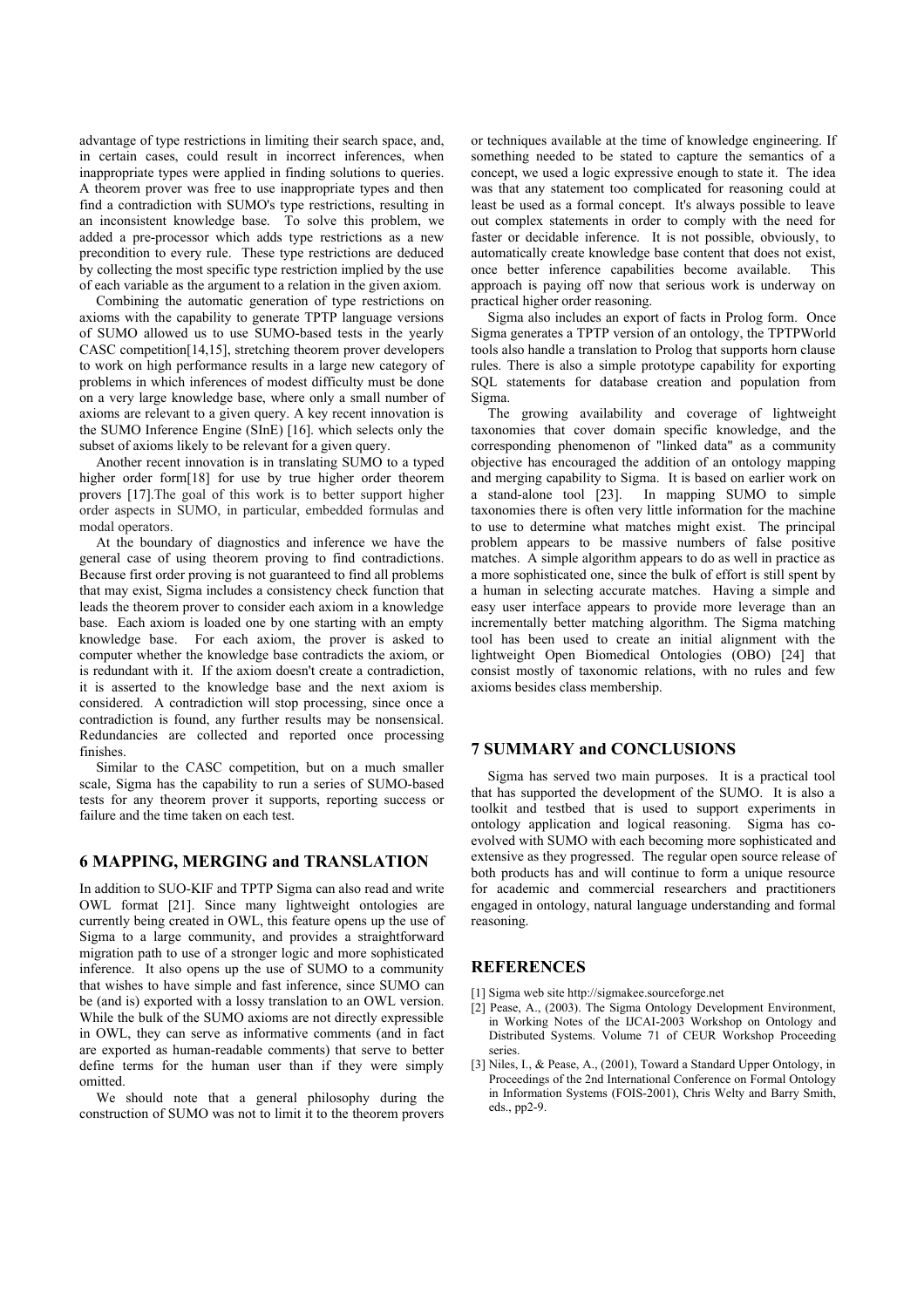advantage of type restrictions in limiting their search space, and, in certain cases, could result in incorrect inferences, when inappropriate types were applied in finding solutions to queries. A theorem prover was free to use inappropriate types and then find a contradiction with SUMO's type restrictions, resulting in an inconsistent knowledge base. To solve this problem, we added a pre-processor which adds type restrictions as a new precondition to every rule. These type restrictions are deduced by collecting the most specific type restriction implied by the use of each variable as the argument to a relation in the given axiom.

Combining the automatic generation of type restrictions on axioms with the capability to generate TPTP language versions of SUMO allowed us to use SUMO-based tests in the yearly CASC competition[14,15], stretching theorem prover developers to work on high performance results in a large new category of problems in which inferences of modest difficulty must be done on a very large knowledge base, where only a small number of axioms are relevant to a given query. A key recent innovation is the SUMO Inference Engine (SInE) [16]. which selects only the subset of axioms likely to be relevant for a given query.

Another recent innovation is in translating SUMO to a typed higher order form[18] for use by true higher order theorem provers [17].The goal of this work is to better support higher order aspects in SUMO, in particular, embedded formulas and modal operators.

At the boundary of diagnostics and inference we have the general case of using theorem proving to find contradictions. Because first order proving is not guaranteed to find all problems that may exist, Sigma includes a consistency check function that leads the theorem prover to consider each axiom in a knowledge base. Each axiom is loaded one by one starting with an empty knowledge base. For each axiom, the prover is asked to computer whether the knowledge base contradicts the axiom, or is redundant with it. If the axiom doesn't create a contradiction, it is asserted to the knowledge base and the next axiom is considered. A contradiction will stop processing, since once a contradiction is found, any further results may be nonsensical. Redundancies are collected and reported once processing finishes.

Similar to the CASC competition, but on a much smaller scale, Sigma has the capability to run a series of SUMO-based tests for any theorem prover it supports, reporting success or failure and the time taken on each test.

## 6 MAPPING, MERGING and TRANSLATION

In addition to SUO-KIF and TPTP Sigma can also read and write OWL format [21]. Since many lightweight ontologies are currently being created in OWL, this feature opens up the use of Sigma to a large community, and provides a straightforward migration path to use of a stronger logic and more sophisticated inference. It also opens up the use of SUMO to a community that wishes to have simple and fast inference, since SUMO can be (and is) exported with a lossy translation to an OWL version. While the bulk of the SUMO axioms are not directly expressible in OWL, they can serve as informative comments (and in fact are exported as human-readable comments) that serve to better define terms for the human user than if they were simply omitted.

We should note that a general philosophy during the construction of SUMO was not to limit it to the theorem provers or techniques available at the time of knowledge engineering. If something needed to be stated to capture the semantics of a concept, we used a logic expressive enough to state it. The idea was that any statement too complicated for reasoning could at least be used as a formal concept. It's always possible to leave out complex statements in order to comply with the need for faster or decidable inference. It is not possible, obviously, to automatically create knowledge base content that does not exist, once better inference capabilities become available. This approach is paying off now that serious work is underway on practical higher order reasoning.

Sigma also includes an export of facts in Prolog form. Once Sigma generates a TPTP version of an ontology, the TPTPWorld tools also handle a translation to Prolog that supports horn clause rules. There is also a simple prototype capability for exporting SQL statements for database creation and population from Sigma.

The growing availability and coverage of lightweight taxonomies that cover domain specific knowledge, and the corresponding phenomenon of "linked data" as a community objective has encouraged the addition of an ontology mapping and merging capability to Sigma. It is based on earlier work on a stand-alone tool [23]. In mapping SUMO to simple taxonomies there is often very little information for the machine to use to determine what matches might exist. The principal problem appears to be massive numbers of false positive matches. A simple algorithm appears to do as well in practice as a more sophisticated one, since the bulk of effort is still spent by a human in selecting accurate matches. Having a simple and easy user interface appears to provide more leverage than an incrementally better matching algorithm. The Sigma matching tool has been used to create an initial alignment with the lightweight Open Biomedical Ontologies (OBO) [24] that consist mostly of taxonomic relations, with no rules and few axioms besides class membership.

## 7 SUMMARY and CONCLUSIONS

Sigma has served two main purposes. It is a practical tool that has supported the development of the SUMO. It is also a toolkit and testbed that is used to support experiments in ontology application and logical reasoning. Sigma has co-evolved with SUMO with each becoming more sophisticated and extensive as they progressed. The regular open source release of both products has and will continue to form a unique resource for academic and commercial researchers and practitioners engaged in ontology, natural language understanding and formal reasoning.

## REFERENCES

[1] Sigma web site http://sigmakee.sourceforge.net

[2] Pease, A., (2003). The Sigma Ontology Development Environment, in Working Notes of the IJCAI-2003 Workshop on Ontology and Distributed Systems. Volume 71 of CEUR Workshop Proceeding series.

[3] Niles, I., & Pease, A., (2001), Toward a Standard Upper Ontology, in Proceedings of the 2nd International Conference on Formal Ontology in Information Systems (FOIS-2001), Chris Welty and Barry Smith, eds., pp2-9.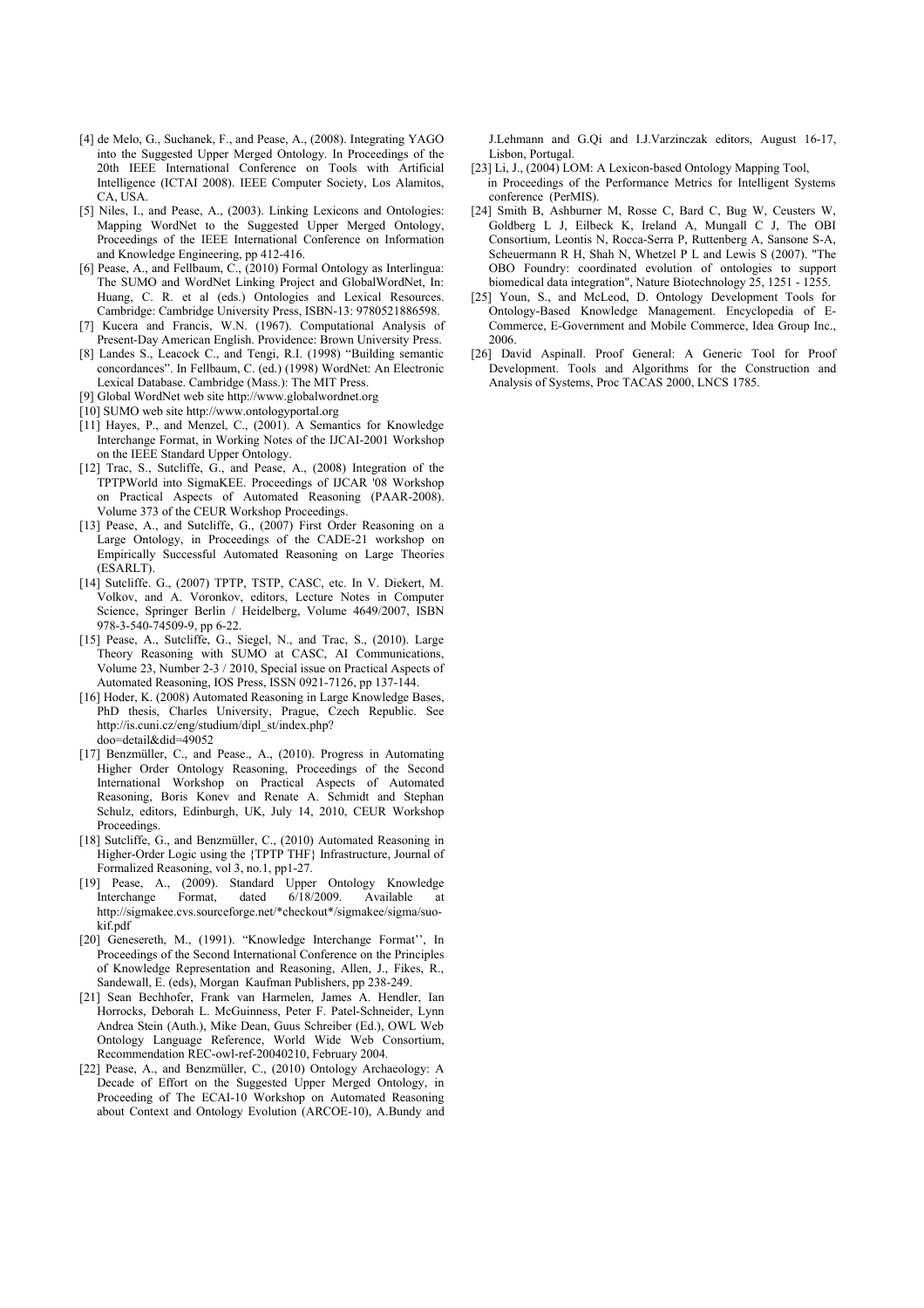[4] de Melo, G., Suchanek, F., and Pease, A., (2008). Integrating YAGO into the Suggested Upper Merged Ontology. In Proceedings of the 20th IEEE International Conference on Tools with Artificial Intelligence (ICTAI 2008). IEEE Computer Society, Los Alamitos, CA, USA.

[5] Niles, I., and Pease, A., (2003). Linking Lexicons and Ontologies: Mapping WordNet to the Suggested Upper Merged Ontology, Proceedings of the IEEE International Conference on Information and Knowledge Engineering, pp 412-416.

[6] Pease, A., and Fellbaum, C., (2010) Formal Ontology as Interlingua: The SUMO and WordNet Linking Project and GlobalWordNet, In: Huang, C. R. et al (eds.) Ontologies and Lexical Resources. Cambridge: Cambridge University Press, ISBN-13: 9780521886598.

[7] Kucera and Francis, W.N. (1967). Computational Analysis of Present-Day American English. Providence: Brown University Press.

[8] Landes S., Leacock C., and Tengi, R.I. (1998) "Building semantic concordances". In Fellbaum, C. (ed.) (1998) WordNet: An Electronic Lexical Database. Cambridge (Mass.): The MIT Press.

[9] Global WordNet web site http://www.globalwordnet.org

[10] SUMO web site http://www.ontologyportal.org

[11] Hayes, P., and Menzel, C., (2001). A Semantics for Knowledge Interchange Format, in Working Notes of the IJCAI-2001 Workshop on the IEEE Standard Upper Ontology.

[12] Trac, S., Sutcliffe, G., and Pease, A., (2008) Integration of the TPTPWorld into SigmaKEE. Proceedings of IJCAR '08 Workshop on Practical Aspects of Automated Reasoning (PAAR-2008). Volume 373 of the CEUR Workshop Proceedings.

[13] Pease, A., and Sutcliffe, G., (2007) First Order Reasoning on a Large Ontology, in Proceedings of the CADE-21 workshop on Empirically Successful Automated Reasoning on Large Theories (ESARLT).

[14] Sutcliffe. G., (2007) TPTP, TSTP, CASC, etc. In V. Diekert, M. Volkov, and A. Voronkov, editors, Lecture Notes in Computer Science, Springer Berlin / Heidelberg, Volume 4649/2007, ISBN 978-3-540-74509-9, pp 6-22.

[15] Pease, A., Sutcliffe, G., Siegel, N., and Trac, S., (2010). Large Theory Reasoning with SUMO at CASC, AI Communications, Volume 23, Number 2-3 / 2010, Special issue on Practical Aspects of Automated Reasoning, IOS Press, ISSN 0921-7126, pp 137-144.

[16] Hoder, K. (2008) Automated Reasoning in Large Knowledge Bases, PhD thesis, Charles University, Prague, Czech Republic. See http://is.cuni.cz/eng/studium/dipl_st/index.php?doo=detail&did=49052

[17] Benzmüller, C., and Pease., A., (2010). Progress in Automating Higher Order Ontology Reasoning, Proceedings of the Second International Workshop on Practical Aspects of Automated Reasoning, Boris Konev and Renate A. Schmidt and Stephan Schulz, editors, Edinburgh, UK, July 14, 2010, CEUR Workshop Proceedings.

[18] Sutcliffe, G., and Benzmüller, C., (2010) Automated Reasoning in Higher-Order Logic using the {TPTP THF} Infrastructure, Journal of Formalized Reasoning, vol 3, no.1, pp1-27.

[19] Pease, A., (2009). Standard Upper Ontology Knowledge Interchange Format, dated 6/18/2009. Available at http://sigmakee.cvs.sourceforge.net/*checkout*/sigmakee/sigma/suo-kif.pdf

[20] Genesereth, M., (1991). "Knowledge Interchange Format'', In Proceedings of the Second International Conference on the Principles of Knowledge Representation and Reasoning, Allen, J., Fikes, R., Sandewall, E. (eds), Morgan Kaufman Publishers, pp 238-249.

[21] Sean Bechhofer, Frank van Harmelen, James A. Hendler, Ian Horrocks, Deborah L. McGuinness, Peter F. Patel-Schneider, Lynn Andrea Stein (Auth.), Mike Dean, Guus Schreiber (Ed.), OWL Web Ontology Language Reference, World Wide Web Consortium, Recommendation REC-owl-ref-20040210, February 2004.

[22] Pease, A., and Benzmüller, C., (2010) Ontology Archaeology: A Decade of Effort on the Suggested Upper Merged Ontology, in Proceeding of The ECAI-10 Workshop on Automated Reasoning about Context and Ontology Evolution (ARCOE-10), A.Bundy and J.Lehmann and G.Qi and I.J.Varzinczak editors, August 16-17, Lisbon, Portugal.

[23] Li, J., (2004) LOM: A Lexicon-based Ontology Mapping Tool, in Proceedings of the Performance Metrics for Intelligent Systems conference (PerMIS).

[24] Smith B, Ashburner M, Rosse C, Bard C, Bug W, Ceusters W, Goldberg L J, Eilbeck K, Ireland A, Mungall C J, The OBI Consortium, Leontis N, Rocca-Serra P, Ruttenberg A, Sansone S-A, Scheuermann R H, Shah N, Whetzel P L and Lewis S (2007). "The OBO Foundry: coordinated evolution of ontologies to support biomedical data integration", Nature Biotechnology 25, 1251 - 1255.

[25] Youn, S., and McLeod, D. Ontology Development Tools for Ontology-Based Knowledge Management. Encyclopedia of E-Commerce, E-Government and Mobile Commerce, Idea Group Inc., 2006.

[26] David Aspinall. Proof General: A Generic Tool for Proof Development. Tools and Algorithms for the Construction and Analysis of Systems, Proc TACAS 2000, LNCS 1785.